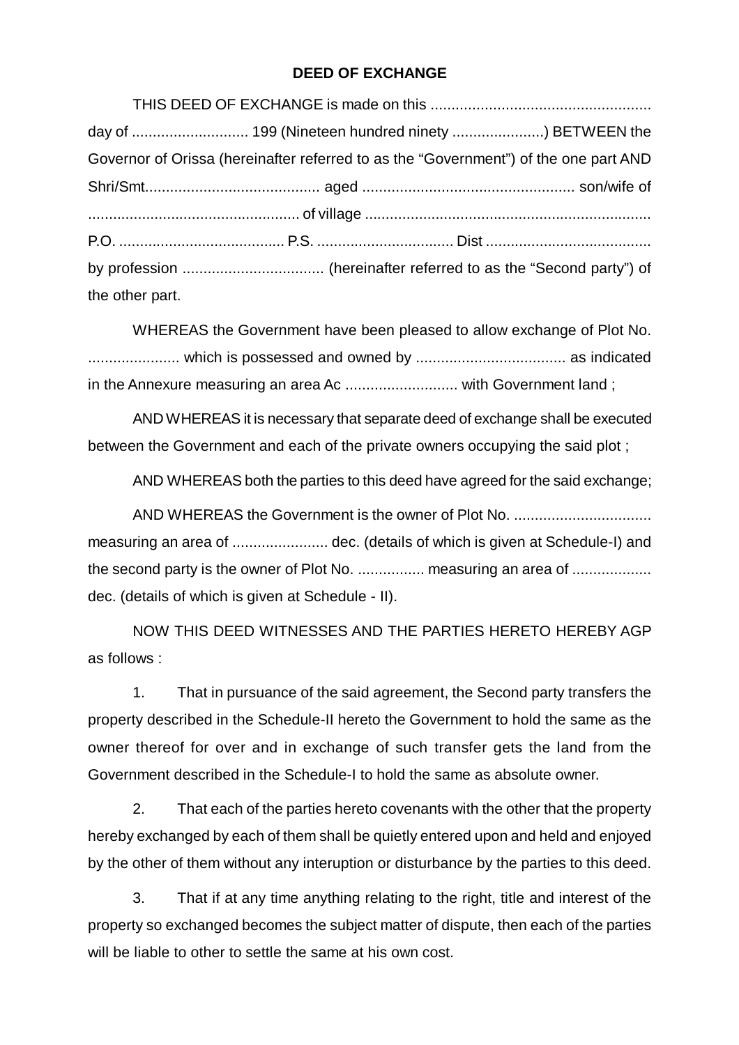# DEED OF EXCHANGE

THIS DEED OF EXCHANGE is made on this ..................................................... day of ............................ 199 (Nineteen hundred ninety ......................) BETWEEN the Governor of Orissa (hereinafter referred to as the "Government") of the one part AND Shri/Smt.......................................... aged .................................................. son/wife of .................................................. of village .................................................................... P.O. ........................................ P.S. ................................ Dist ....................................... by profession .................................. (hereinafter referred to as the "Second party") of the other part.

WHEREAS the Government have been pleased to allow exchange of Plot No. ...................... which is possessed and owned by .................................... as indicated in the Annexure measuring an area Ac ........................... with Government land ;

AND WHEREAS it is necessary that separate deed of exchange shall be executed between the Government and each of the private owners occupying the said plot ;

AND WHEREAS both the parties to this deed have agreed for the said exchange;

AND WHEREAS the Government is the owner of Plot No. ................................ measuring an area of ....................... dec. (details of which is given at Schedule-I) and the second party is the owner of Plot No. ................ measuring an area of ................... dec. (details of which is given at Schedule - II).

NOW THIS DEED WITNESSES AND THE PARTIES HERETO HEREBY AGP as follows :

1. That in pursuance of the said agreement, the Second party transfers the property described in the Schedule-II hereto the Government to hold the same as the owner thereof for over and in exchange of such transfer gets the land from the Government described in the Schedule-I to hold the same as absolute owner.

2. That each of the parties hereto covenants with the other that the property hereby exchanged by each of them shall be quietly entered upon and held and enjoyed by the other of them without any interuption or disturbance by the parties to this deed.

3. That if at any time anything relating to the right, title and interest of the property so exchanged becomes the subject matter of dispute, then each of the parties will be liable to other to settle the same at his own cost.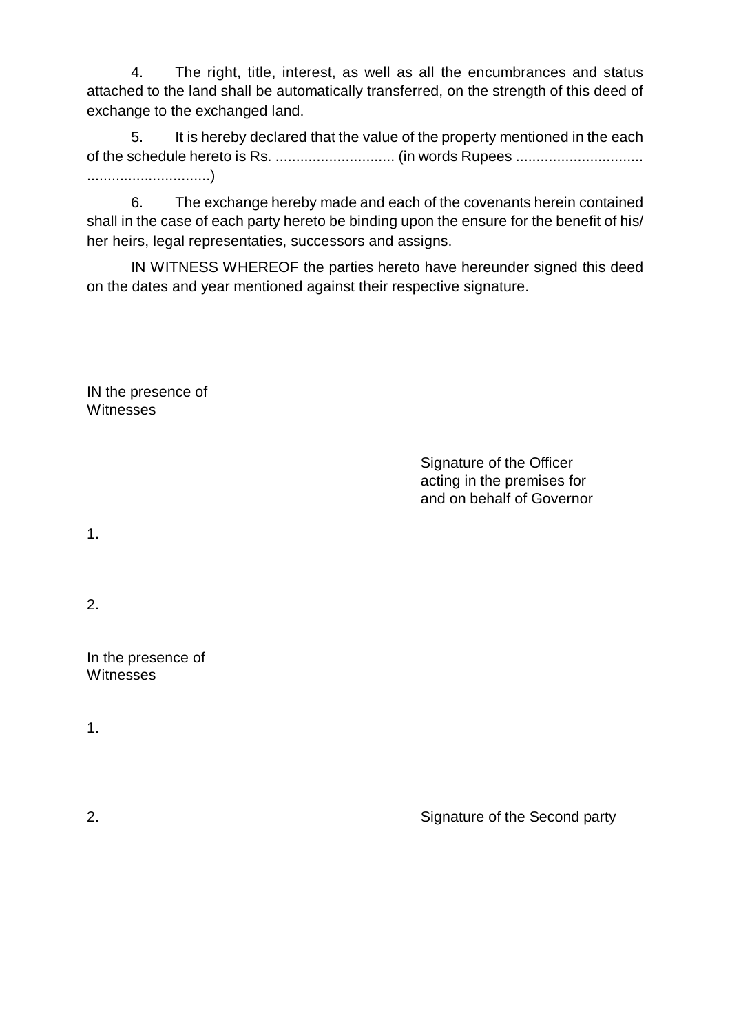4. The right, title, interest, as well as all the encumbrances and status attached to the land shall be automatically transferred, on the strength of this deed of exchange to the exchanged land.

5. It is hereby declared that the value of the property mentioned in the each of the schedule hereto is Rs. ............................ (in words Rupees .............................. .............................)

6. The exchange hereby made and each of the covenants herein contained shall in the case of each party hereto be binding upon the ensure for the benefit of his/ her heirs, legal representaties, successors and assigns.

IN WITNESS WHEREOF the parties hereto have hereunder signed this deed on the dates and year mentioned against their respective signature.

IN the presence of
Witnesses

Signature of the Officer
acting in the premises for
and on behalf of Governor

1.

2.

In the presence of
Witnesses

1.

2.

Signature of the Second party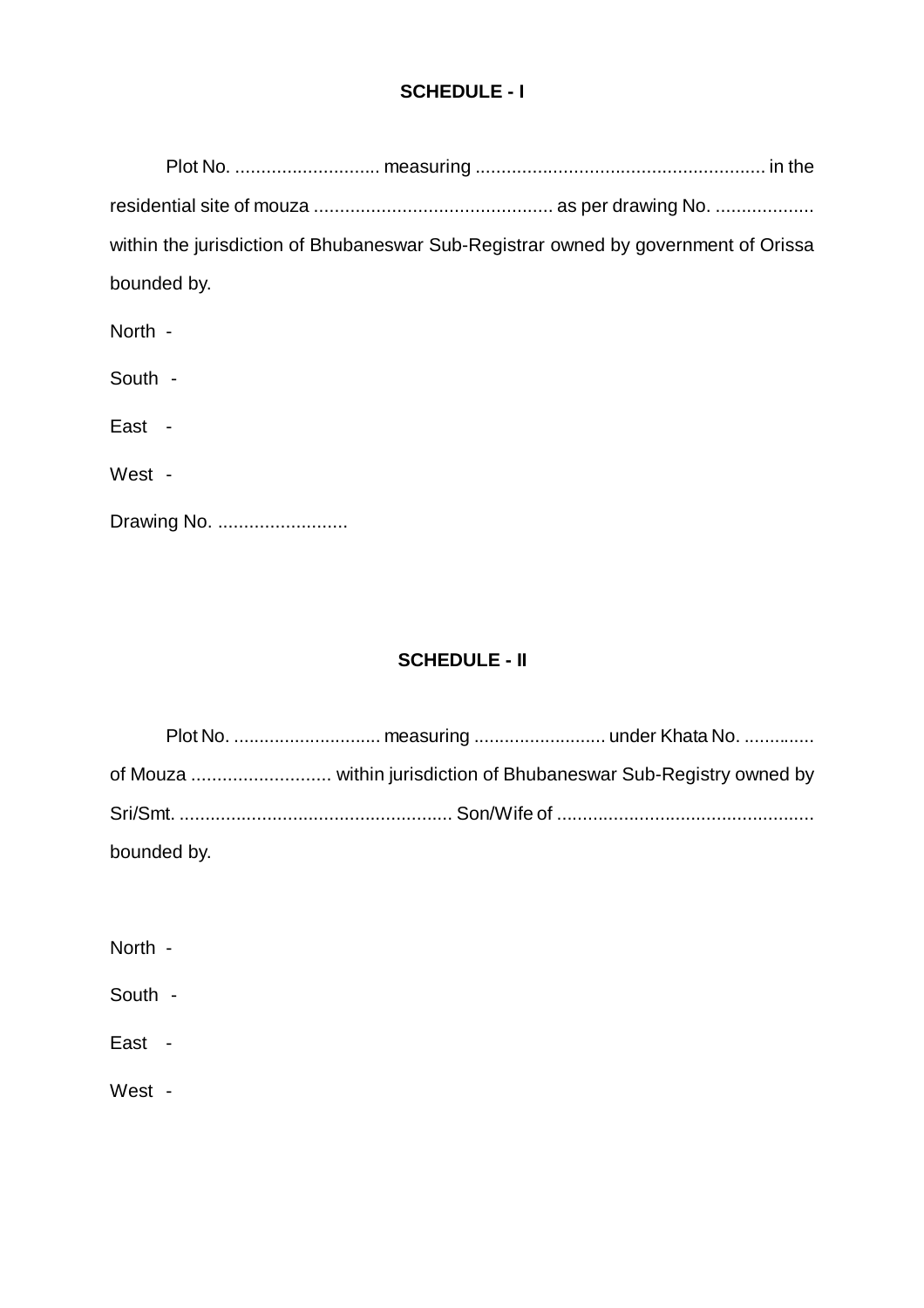## SCHEDULE - I

Plot No. ............................ measuring ....................................................... in the residential site of mouza ............................................. as per drawing No. ................... within the jurisdiction of Bhubaneswar Sub-Registrar owned by government of Orissa bounded by.

North -

South -

East -

West -

Drawing No. .........................

## SCHEDULE - II

Plot No. ............................. measuring .......................... under Khata No. ............. of Mouza ........................... within jurisdiction of Bhubaneswar Sub-Registry owned by Sri/Smt. .................................................... Son/Wife of ................................................. bounded by.

North -

South -

East -

West -